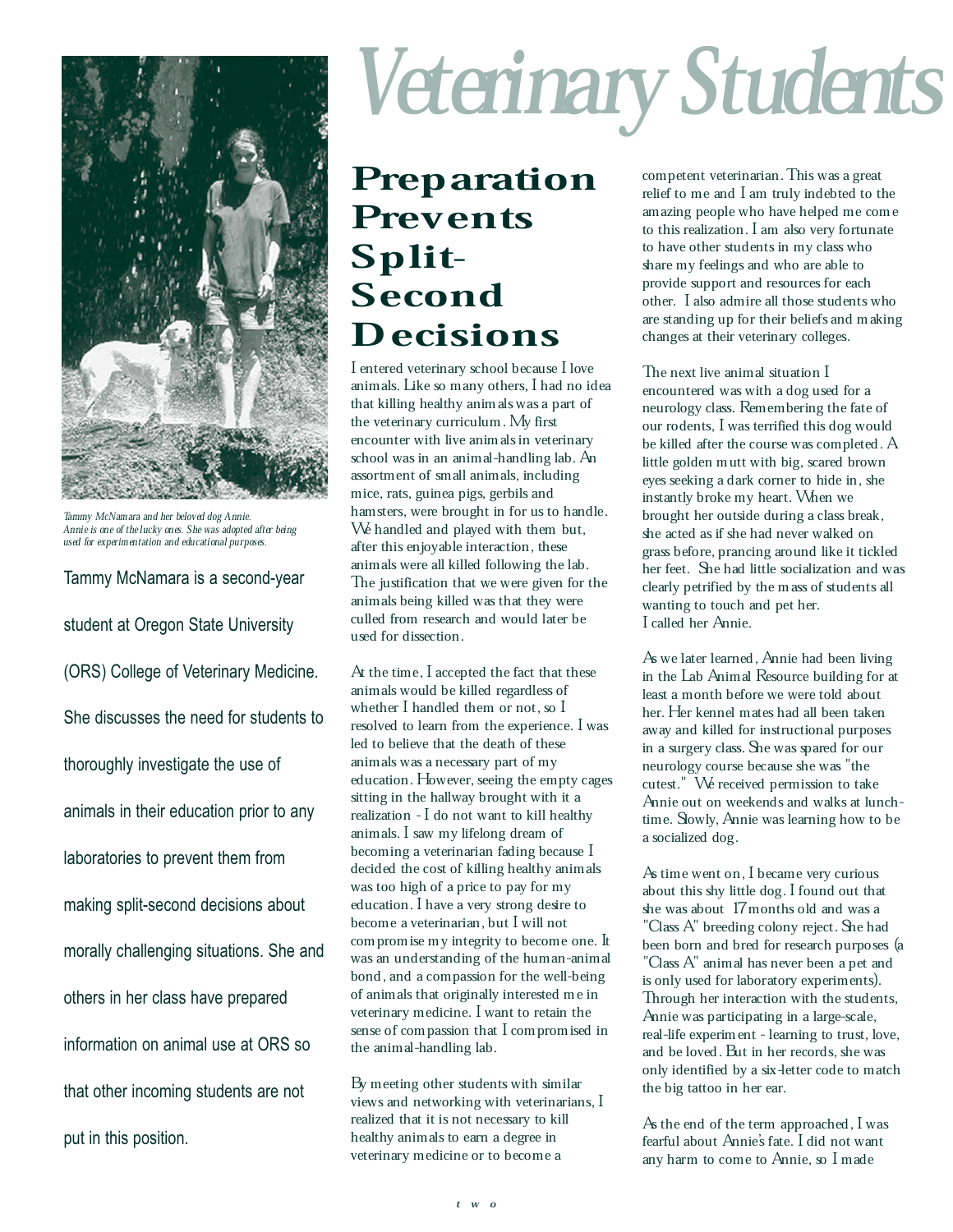# Veterinary Students

*Tammy McNamara and her beloved dog Annie. Annie is one of the lucky ones. She was adopted after being used for experimentation and educational purposes.*

Tammy McNamara is a second-year student at Oregon State University (ORS) College of Veterinary Medicine. She discusses the need for students to thoroughly investigate the use of animals in their education prior to any laboratories to prevent them from making split-second decisions about morally challenging situations. She and others in her class have prepared information on animal use at ORS so that other incoming students are not put in this position.

## Preparation Prevents Split-Second Decisions

I entered veterinary school because I love animals. Like so many others, I had no idea that killing healthy animals was a part of the veterinary curriculum. My first encounter with live animals in veterinary school was in an animal-handling lab. An assortment of small animals, including mice, rats, guinea pigs, gerbils and hamsters, were brought in for us to handle. We handled and played with them but, after this enjoyable interaction, these animals were all killed following the lab. The justification that we were given for the animals being killed was that they were culled from research and would later be used for dissection.

At the time, I accepted the fact that these animals would be killed regardless of whether I handled them or not, so I resolved to learn from the experience. I was led to believe that the death of these animals was a necessary part of my education. However, seeing the empty cages sitting in the hallway brought with it a realization - I do not want to kill healthy animals. I saw my lifelong dream of becoming a veterinarian fading because I decided the cost of killing healthy animals was too high of a price to pay for my education. I have a very strong desire to become a veterinarian, but I will not compromise my integrity to become one. It was an understanding of the human-animal bond, and a compassion for the well-being of animals that originally interested me in veterinary medicine. I want to retain the sense of compassion that I compromised in the animal-handling lab.

By meeting other students with similar views and networking with veterinarians, I realized that it is not necessary to kill healthy animals to earn a degree in veterinary medicine or to become a competent veterinarian. This was a great relief to me and I am truly indebted to the amazing people who have helped me come to this realization. I am also very fortunate to have other students in my class who share my feelings and who are able to provide support and resources for each other. I also admire all those students who are standing up for their beliefs and making changes at their veterinary colleges.

The next live animal situation I encountered was with a dog used for a neurology class. Remembering the fate of our rodents, I was terrified this dog would be killed after the course was completed. A little golden mutt with big, scared brown eyes seeking a dark corner to hide in, she instantly broke my heart. When we brought her outside during a class break, she acted as if she had never walked on grass before, prancing around like it tickled her feet. She had little socialization and was clearly petrified by the mass of students all wanting to touch and pet her.
I called her Annie.

As we later learned, Annie had been living in the Lab Animal Resource building for at least a month before we were told about her. Her kennel mates had all been taken away and killed for instructional purposes in a surgery class. She was spared for our neurology course because she was "the cutest." We received permission to take Annie out on weekends and walks at lunch-time. Slowly, Annie was learning how to be a socialized dog.

As time went on, I became very curious about this shy little dog. I found out that she was about 17 months old and was a "Class A" breeding colony reject. She had been born and bred for research purposes (a "Class A" animal has never been a pet and is only used for laboratory experiments). Through her interaction with the students, Annie was participating in a large-scale, real-life experiment - learning to trust, love, and be loved. But in her records, she was only identified by a six-letter code to match the big tattoo in her ear.

As the end of the term approached, I was fearful about Annie's fate. I did not want any harm to come to Annie, so I made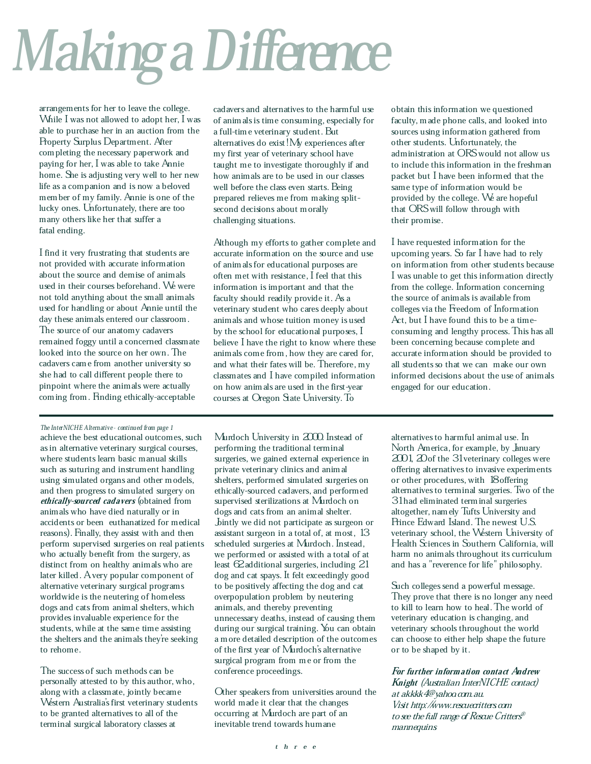# Making a Difference

arrangements for her to leave the college. While I was not allowed to adopt her, I was able to purchase her in an auction from the Property Surplus Department. After completing the necessary paperwork and paying for her, I was able to take Annie home. She is adjusting very well to her new life as a companion and is now a beloved member of my family. Annie is one of the lucky ones. Unfortunately, there are too many others like her that suffer a fatal ending.

I find it very frustrating that students are not provided with accurate information about the source and demise of animals used in their courses beforehand. We were not told anything about the small animals used for handling or about Annie until the day these animals entered our classroom. The source of our anatomy cadavers remained foggy until a concerned classmate looked into the source on her own. The cadavers came from another university so she had to call different people there to pinpoint where the animals were actually coming from. Finding ethically-acceptable cadavers and alternatives to the harmful use of animals is time consuming, especially for a full-time veterinary student. But alternatives do exist! My experiences after my first year of veterinary school have taught me to investigate thoroughly if and how animals are to be used in our classes well before the class even starts. Being prepared relieves me from making split-second decisions about morally challenging situations.

Although my efforts to gather complete and accurate information on the source and use of animals for educational purposes are often met with resistance, I feel that this information is important and that the faculty should readily provide it. As a veterinary student who cares deeply about animals and whose tuition money is used by the school for educational purposes, I believe I have the right to know where these animals come from, how they are cared for, and what their fates will be. Therefore, my classmates and I have compiled information on how animals are used in the first-year courses at Oregon State University. To obtain this information we questioned faculty, made phone calls, and looked into sources using information gathered from other students. Unfortunately, the administration at ORS would not allow us to include this information in the freshman packet but I have been informed that the same type of information would be provided by the college. We are hopeful that ORS will follow through with their promise.

I have requested information for the upcoming years. So far I have had to rely on information from other students because I was unable to get this information directly from the college. Information concerning the source of animals is available from colleges via the Freedom of Information Act, but I have found this to be a time-consuming and lengthy process. This has all been concerning because complete and accurate information should be provided to all students so that we can make our own informed decisions about the use of animals engaged for our education.

---

*The InterNICHE Alternative - continued from page 1*

achieve the best educational outcomes, such as in alternative veterinary surgical courses, where students learn basic manual skills such as suturing and instrument handling using simulated organs and other models, and then progress to simulated surgery on ***ethically-sourced cadavers*** (obtained from animals who have died naturally or in accidents or been euthanazied for medical reasons). Finally, they assist with and then perform supervised surgeries on real patients who actually benefit from the surgery, as distinct from on healthy animals who are later killed. A very popular component of alternative veterinary surgical programs worldwide is the neutering of homeless dogs and cats from animal shelters, which provides invaluable experience for the students, while at the same time assisting the shelters and the animals they're seeking to rehome.

The success of such methods can be personally attested to by this author, who, along with a classmate, jointly became Western Australia's first veterinary students to be granted alternatives to all of the terminal surgical laboratory classes at Murdoch University in 2000. Instead of performing the traditional terminal surgeries, we gained external experience in private veterinary clinics and animal shelters, performed simulated surgeries on ethically-sourced cadavers, and performed supervised sterilizations at Murdoch on dogs and cats from an animal shelter. Jointly we did not participate as surgeon or assistant surgeon in a total of, at most, 13 scheduled surgeries at Murdoch. Instead, we performed or assisted with a total of at least 62 additional surgeries, including 21 dog and cat spays. It felt exceedingly good to be positively affecting the dog and cat overpopulation problem by neutering animals, and thereby preventing unnecessary deaths, instead of causing them during our surgical training. You can obtain a more detailed description of the outcomes of the first year of Murdoch's alternative surgical program from me or from the conference proceedings.

Other speakers from universities around the world made it clear that the changes occurring at Murdoch are part of an inevitable trend towards humane alternatives to harmful animal use. In North America, for example, by January 2001, 20 of the 31 veterinary colleges were offering alternatives to invasive experiments or other procedures, with 18 offering alternatives to terminal surgeries. Two of the 31 had eliminated terminal surgeries altogether, namely Tufts University and Prince Edward Island. The newest U.S. veterinary school, the Western University of Health Sciences in Southern California, will harm no animals throughout its curriculum and has a "reverence for life" philosophy.

Such colleges send a powerful message. They prove that there is no longer any need to kill to learn how to heal. The world of veterinary education is changing, and veterinary schools throughout the world can choose to either help shape the future or to be shaped by it.

***For further information contact Andrew Knight*** *(Australian InterNICHE contact) at akkkk4@yahoo.com.au.*
*Visit http://www.rescuecritters.com to see the full range of Rescue Critters® mannequins*